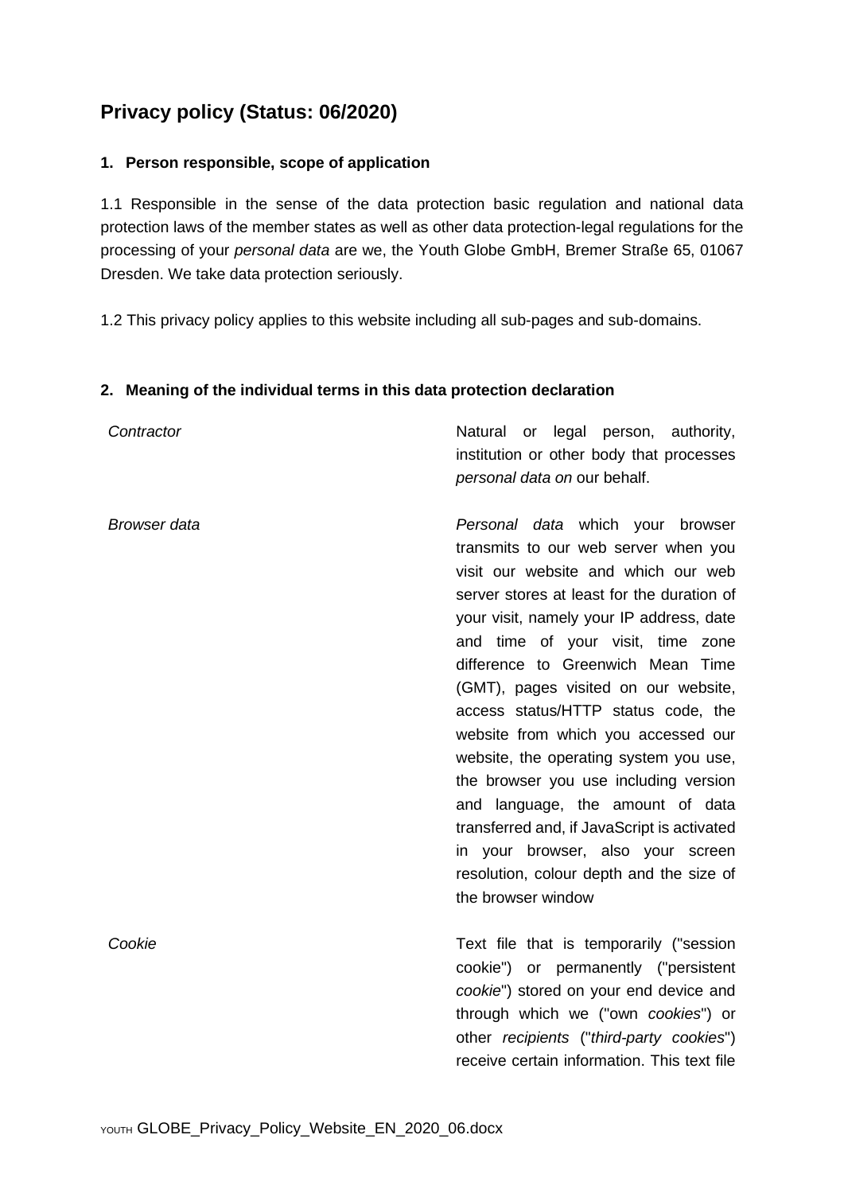# Privacy policy (Status: 06/2020)

## 1. Person responsible, scope of application

1.1 Responsible in the sense of the data protection basic regulation and national data protection laws of the member states as well as other data protection-legal regulations for the processing of your *personal data* are we, the Youth Globe GmbH, Bremer Straße 65, 01067 Dresden. We take data protection seriously.

1.2 This privacy policy applies to this website including all sub-pages and sub-domains.

## 2. Meaning of the individual terms in this data protection declaration

| | |
|---|---|
| *Contractor* | Natural or legal person, authority, institution or other body that processes *personal data on* our behalf. |
| *Browser data* | *Personal data* which your browser transmits to our web server when you visit our website and which our web server stores at least for the duration of your visit, namely your IP address, date and time of your visit, time zone difference to Greenwich Mean Time (GMT), pages visited on our website, access status/HTTP status code, the website from which you accessed our website, the operating system you use, the browser you use including version and language, the amount of data transferred and, if JavaScript is activated in your browser, also your screen resolution, colour depth and the size of the browser window |
| *Cookie* | Text file that is temporarily ("session cookie") or permanently ("persistent *cookie*") stored on your end device and through which we ("own *cookies*") or other *recipients* ("*third-party cookies*") receive certain information. This text file |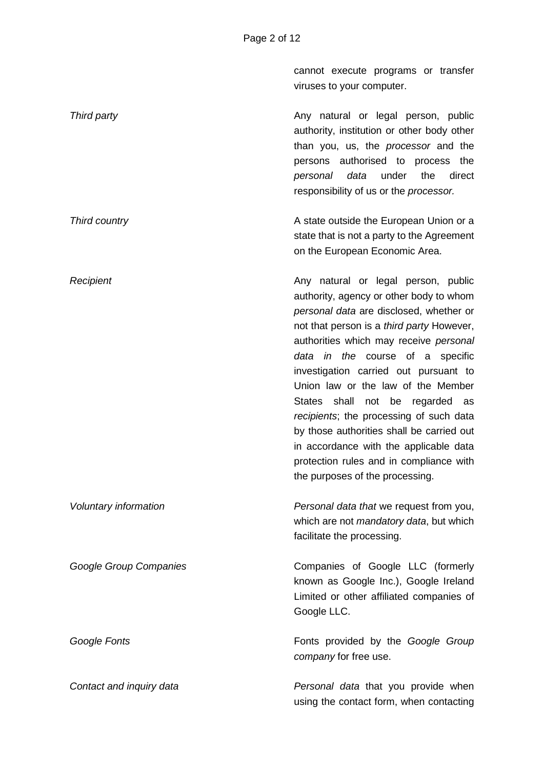cannot execute programs or transfer viruses to your computer.

| | |
|---|---|
| *Third party* | Any natural or legal person, public authority, institution or other body other than you, us, the *processor* and the persons authorised to process the *personal data* under the direct responsibility of us or the *processor.* |
| *Third country* | A state outside the European Union or a state that is not a party to the Agreement on the European Economic Area. |
| *Recipient* | Any natural or legal person, public authority, agency or other body to whom *personal data* are disclosed, whether or not that person is a *third party* However, authorities which may receive *personal data in the* course of a specific investigation carried out pursuant to Union law or the law of the Member States shall not be regarded as *recipients*; the processing of such data by those authorities shall be carried out in accordance with the applicable data protection rules and in compliance with the purposes of the processing. |
| *Voluntary information* | *Personal data that* we request from you, which are not *mandatory data*, but which facilitate the processing. |
| *Google Group Companies* | Companies of Google LLC (formerly known as Google Inc.), Google Ireland Limited or other affiliated companies of Google LLC. |
| *Google Fonts* | Fonts provided by the *Google Group company* for free use. |
| *Contact and inquiry data* | *Personal data* that you provide when using the contact form, when contacting |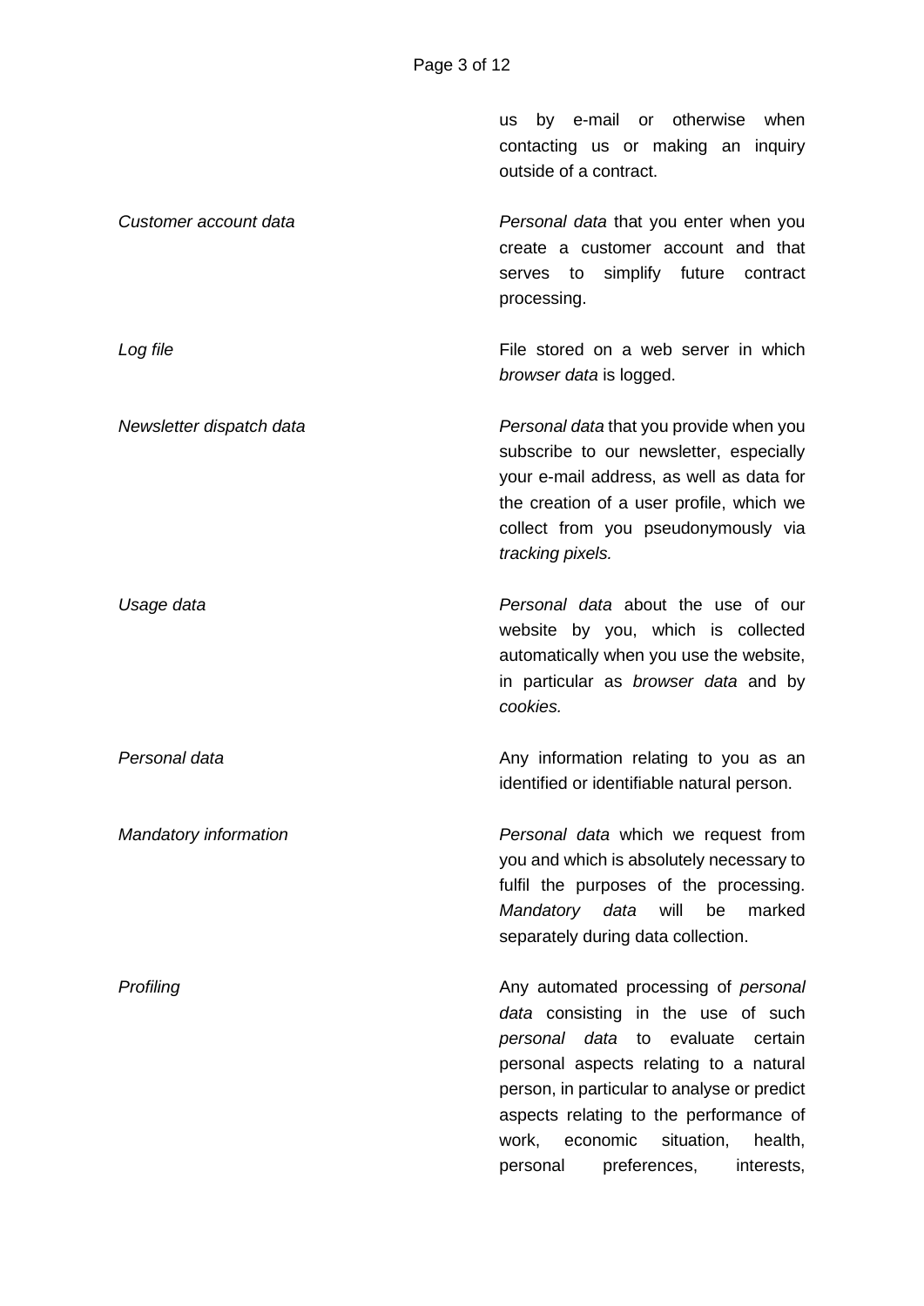| | |
|---|---|
| | us by e-mail or otherwise when contacting us or making an inquiry outside of a contract. |
| *Customer account data* | *Personal data* that you enter when you create a customer account and that serves to simplify future contract processing. |
| *Log file* | File stored on a web server in which *browser data* is logged. |
| *Newsletter dispatch data* | *Personal data* that you provide when you subscribe to our newsletter, especially your e-mail address, as well as data for the creation of a user profile, which we collect from you pseudonymously via *tracking pixels.* |
| *Usage data* | *Personal data* about the use of our website by you, which is collected automatically when you use the website, in particular as *browser data* and by *cookies.* |
| *Personal data* | Any information relating to you as an identified or identifiable natural person. |
| *Mandatory information* | *Personal data* which we request from you and which is absolutely necessary to fulfil the purposes of the processing. *Mandatory data* will be marked separately during data collection. |
| *Profiling* | Any automated processing of *personal data* consisting in the use of such *personal data* to evaluate certain personal aspects relating to a natural person, in particular to analyse or predict aspects relating to the performance of work, economic situation, health, personal preferences, interests, |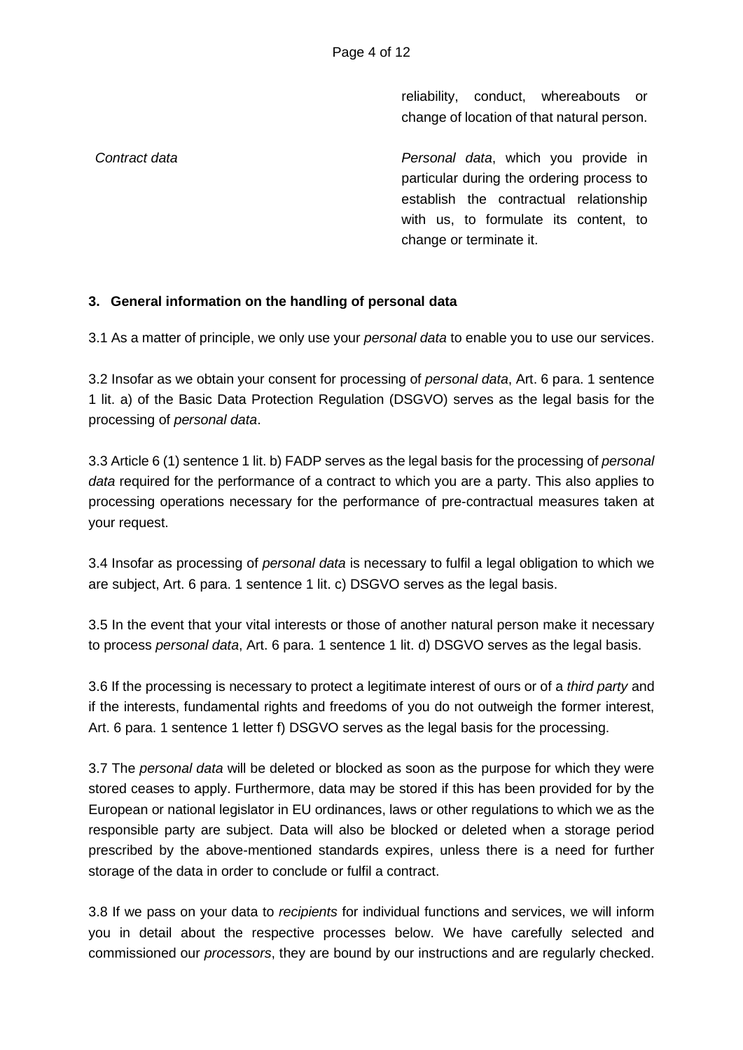| | |
|---|---|
| | reliability, conduct, whereabouts or change of location of that natural person. |
| *Contract data* | *Personal data*, which you provide in particular during the ordering process to establish the contractual relationship with us, to formulate its content, to change or terminate it. |

## 3. General information on the handling of personal data

3.1 As a matter of principle, we only use your *personal data* to enable you to use our services.

3.2 Insofar as we obtain your consent for processing of *personal data*, Art. 6 para. 1 sentence 1 lit. a) of the Basic Data Protection Regulation (DSGVO) serves as the legal basis for the processing of *personal data*.

3.3 Article 6 (1) sentence 1 lit. b) FADP serves as the legal basis for the processing of *personal data* required for the performance of a contract to which you are a party. This also applies to processing operations necessary for the performance of pre-contractual measures taken at your request.

3.4 Insofar as processing of *personal data* is necessary to fulfil a legal obligation to which we are subject, Art. 6 para. 1 sentence 1 lit. c) DSGVO serves as the legal basis.

3.5 In the event that your vital interests or those of another natural person make it necessary to process *personal data*, Art. 6 para. 1 sentence 1 lit. d) DSGVO serves as the legal basis.

3.6 If the processing is necessary to protect a legitimate interest of ours or of a *third party* and if the interests, fundamental rights and freedoms of you do not outweigh the former interest, Art. 6 para. 1 sentence 1 letter f) DSGVO serves as the legal basis for the processing.

3.7 The *personal data* will be deleted or blocked as soon as the purpose for which they were stored ceases to apply. Furthermore, data may be stored if this has been provided for by the European or national legislator in EU ordinances, laws or other regulations to which we as the responsible party are subject. Data will also be blocked or deleted when a storage period prescribed by the above-mentioned standards expires, unless there is a need for further storage of the data in order to conclude or fulfil a contract.

3.8 If we pass on your data to *recipients* for individual functions and services, we will inform you in detail about the respective processes below. We have carefully selected and commissioned our *processors*, they are bound by our instructions and are regularly checked.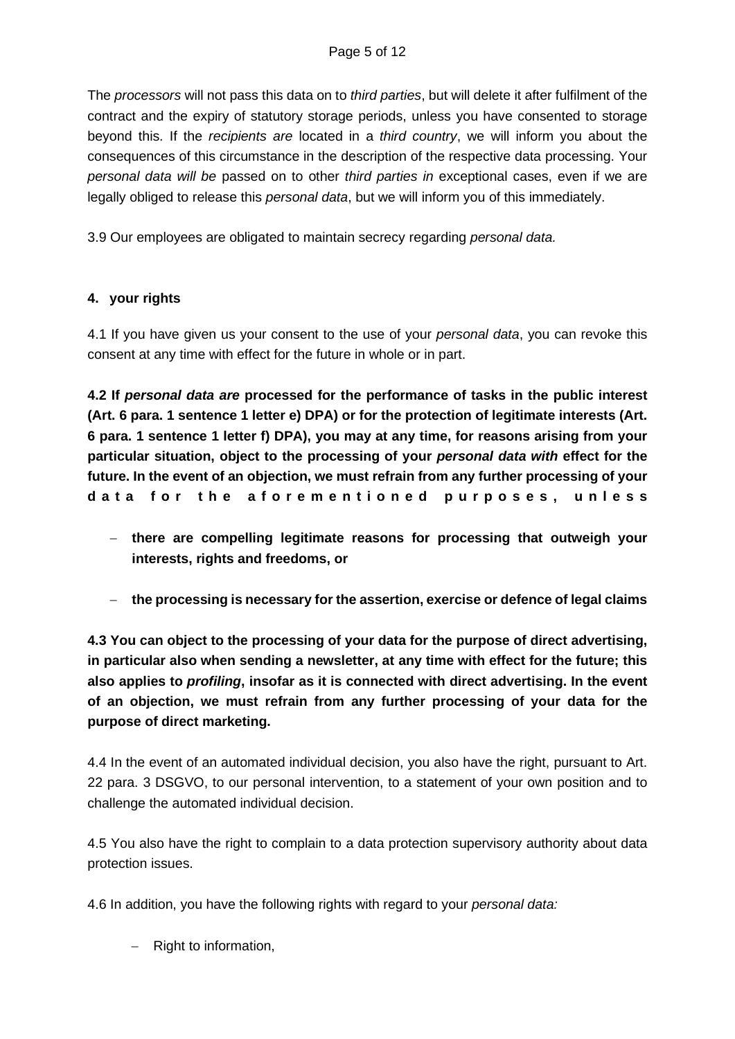The *processors* will not pass this data on to *third parties*, but will delete it after fulfilment of the contract and the expiry of statutory storage periods, unless you have consented to storage beyond this. If the *recipients are* located in a *third country*, we will inform you about the consequences of this circumstance in the description of the respective data processing. Your *personal data will be* passed on to other *third parties in* exceptional cases, even if we are legally obliged to release this *personal data*, but we will inform you of this immediately.

3.9 Our employees are obligated to maintain secrecy regarding *personal data.*

**4. your rights**

4.1 If you have given us your consent to the use of your *personal data*, you can revoke this consent at any time with effect for the future in whole or in part.

**4.2 If *personal data are* processed for the performance of tasks in the public interest (Art. 6 para. 1 sentence 1 letter e) DPA) or for the protection of legitimate interests (Art. 6 para. 1 sentence 1 letter f) DPA), you may at any time, for reasons arising from your particular situation, object to the processing of your *personal data with* effect for the future. In the event of an objection, we must refrain from any further processing of your data for the aforementioned purposes, unless**

- **there are compelling legitimate reasons for processing that outweigh your interests, rights and freedoms, or**
- **the processing is necessary for the assertion, exercise or defence of legal claims**

**4.3 You can object to the processing of your data for the purpose of direct advertising, in particular also when sending a newsletter, at any time with effect for the future; this also applies to *profiling*, insofar as it is connected with direct advertising. In the event of an objection, we must refrain from any further processing of your data for the purpose of direct marketing.**

4.4 In the event of an automated individual decision, you also have the right, pursuant to Art. 22 para. 3 DSGVO, to our personal intervention, to a statement of your own position and to challenge the automated individual decision.

4.5 You also have the right to complain to a data protection supervisory authority about data protection issues.

4.6 In addition, you have the following rights with regard to your *personal data:*

- Right to information,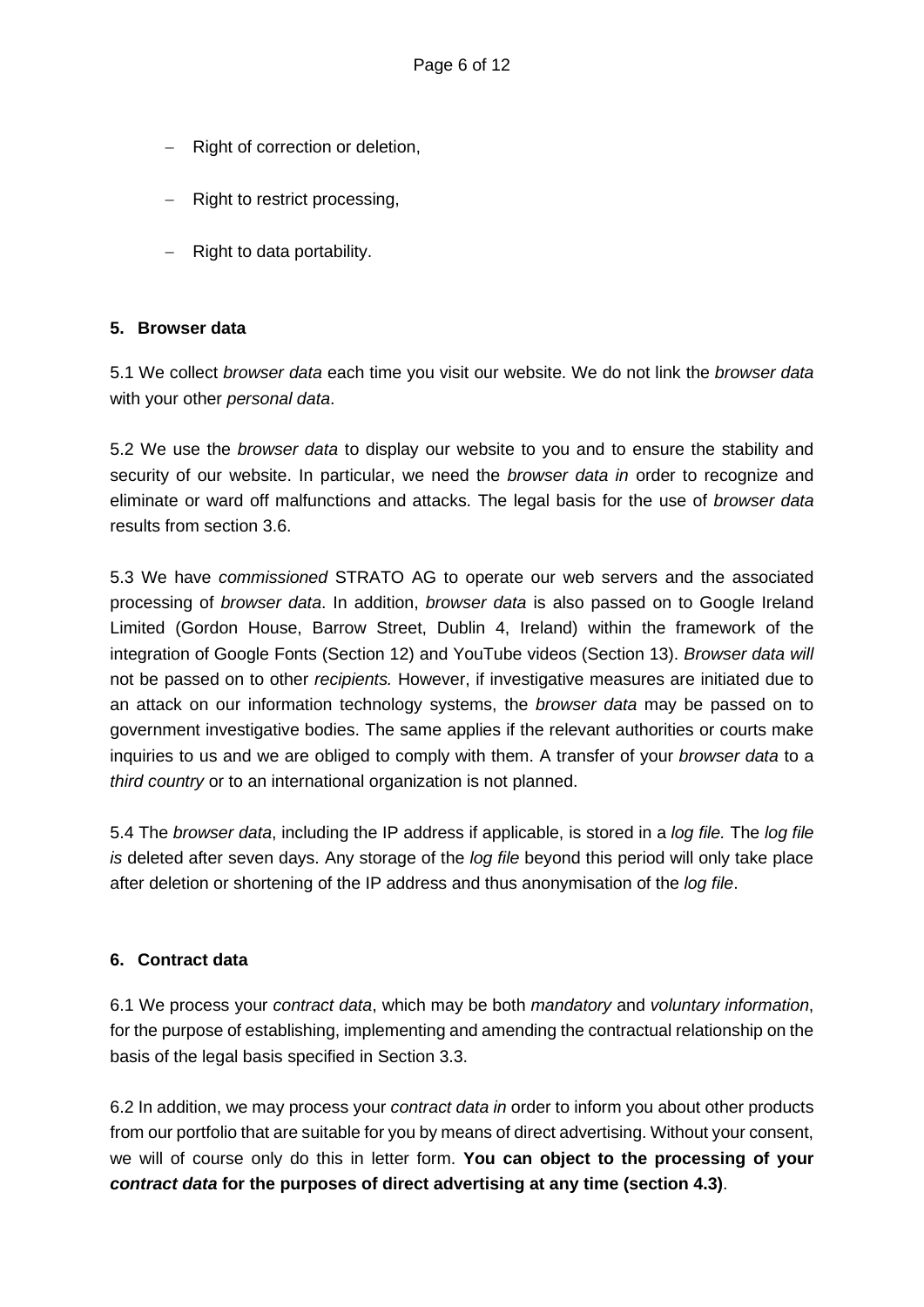- Right of correction or deletion,
- Right to restrict processing,
- Right to data portability.

## 5. Browser data

5.1 We collect *browser data* each time you visit our website. We do not link the *browser data* with your other *personal data*.

5.2 We use the *browser data* to display our website to you and to ensure the stability and security of our website. In particular, we need the *browser data in* order to recognize and eliminate or ward off malfunctions and attacks. The legal basis for the use of *browser data* results from section 3.6.

5.3 We have *commissioned* STRATO AG to operate our web servers and the associated processing of *browser data*. In addition, *browser data* is also passed on to Google Ireland Limited (Gordon House, Barrow Street, Dublin 4, Ireland) within the framework of the integration of Google Fonts (Section 12) and YouTube videos (Section 13). *Browser data will* not be passed on to other *recipients.* However, if investigative measures are initiated due to an attack on our information technology systems, the *browser data* may be passed on to government investigative bodies. The same applies if the relevant authorities or courts make inquiries to us and we are obliged to comply with them. A transfer of your *browser data* to a *third country* or to an international organization is not planned.

5.4 The *browser data*, including the IP address if applicable, is stored in a *log file.* The *log file is* deleted after seven days. Any storage of the *log file* beyond this period will only take place after deletion or shortening of the IP address and thus anonymisation of the *log file*.

## 6. Contract data

6.1 We process your *contract data*, which may be both *mandatory* and *voluntary information*, for the purpose of establishing, implementing and amending the contractual relationship on the basis of the legal basis specified in Section 3.3.

6.2 In addition, we may process your *contract data in* order to inform you about other products from our portfolio that are suitable for you by means of direct advertising. Without your consent, we will of course only do this in letter form. **You can object to the processing of your *contract data* for the purposes of direct advertising at any time (section 4.3)**.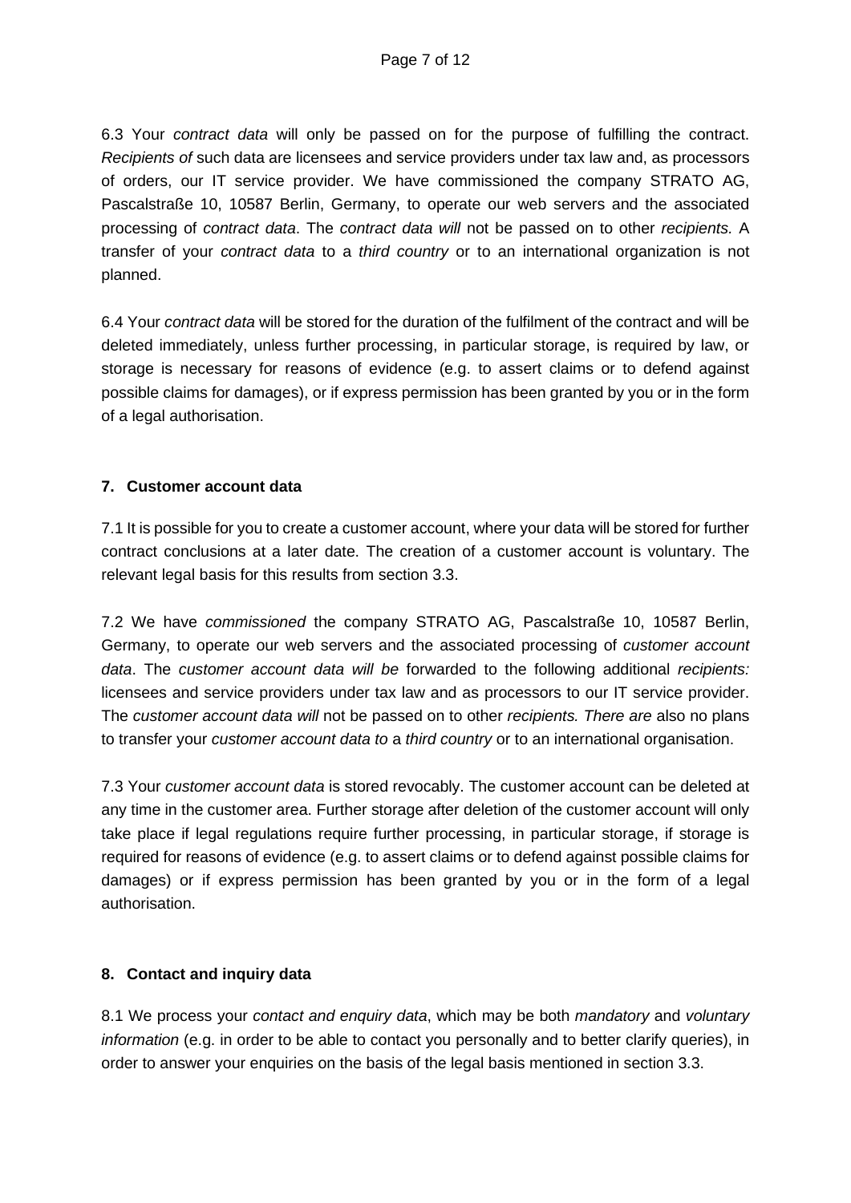6.3 Your *contract data* will only be passed on for the purpose of fulfilling the contract. *Recipients of* such data are licensees and service providers under tax law and, as processors of orders, our IT service provider. We have commissioned the company STRATO AG, Pascalstraße 10, 10587 Berlin, Germany, to operate our web servers and the associated processing of *contract data*. The *contract data will* not be passed on to other *recipients.* A transfer of your *contract data* to a *third country* or to an international organization is not planned.

6.4 Your *contract data* will be stored for the duration of the fulfilment of the contract and will be deleted immediately, unless further processing, in particular storage, is required by law, or storage is necessary for reasons of evidence (e.g. to assert claims or to defend against possible claims for damages), or if express permission has been granted by you or in the form of a legal authorisation.

## 7. Customer account data

7.1 It is possible for you to create a customer account, where your data will be stored for further contract conclusions at a later date. The creation of a customer account is voluntary. The relevant legal basis for this results from section 3.3.

7.2 We have *commissioned* the company STRATO AG, Pascalstraße 10, 10587 Berlin, Germany, to operate our web servers and the associated processing of *customer account data*. The *customer account data will be* forwarded to the following additional *recipients:* licensees and service providers under tax law and as processors to our IT service provider. The *customer account data will* not be passed on to other *recipients. There are* also no plans to transfer your *customer account data to* a *third country* or to an international organisation.

7.3 Your *customer account data* is stored revocably. The customer account can be deleted at any time in the customer area. Further storage after deletion of the customer account will only take place if legal regulations require further processing, in particular storage, if storage is required for reasons of evidence (e.g. to assert claims or to defend against possible claims for damages) or if express permission has been granted by you or in the form of a legal authorisation.

## 8. Contact and inquiry data

8.1 We process your *contact and enquiry data*, which may be both *mandatory* and *voluntary information* (e.g. in order to be able to contact you personally and to better clarify queries), in order to answer your enquiries on the basis of the legal basis mentioned in section 3.3.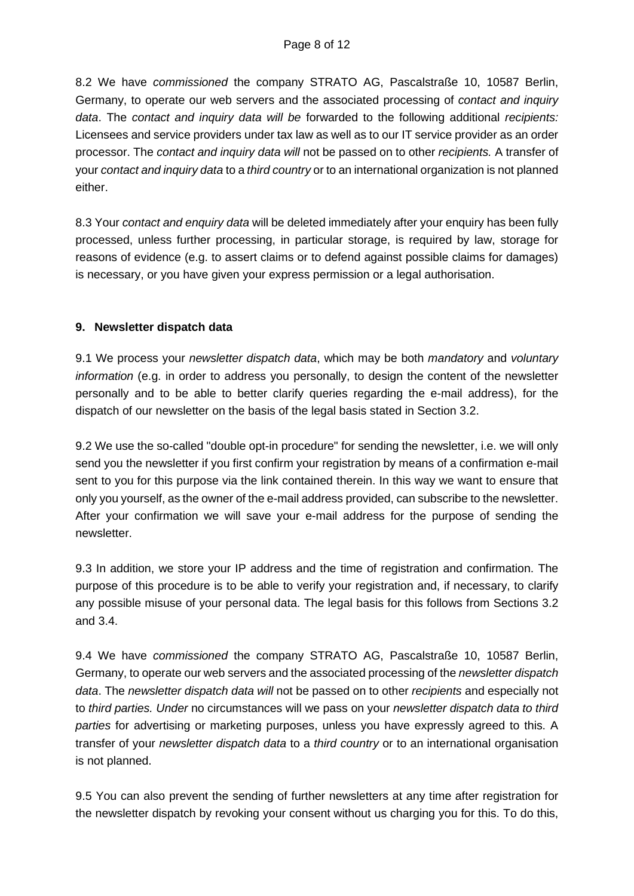8.2 We have *commissioned* the company STRATO AG, Pascalstraße 10, 10587 Berlin, Germany, to operate our web servers and the associated processing of *contact and inquiry data*. The *contact and inquiry data will be* forwarded to the following additional *recipients:* Licensees and service providers under tax law as well as to our IT service provider as an order processor. The *contact and inquiry data will* not be passed on to other *recipients.* A transfer of your *contact and inquiry data* to a *third country* or to an international organization is not planned either.

8.3 Your *contact and enquiry data* will be deleted immediately after your enquiry has been fully processed, unless further processing, in particular storage, is required by law, storage for reasons of evidence (e.g. to assert claims or to defend against possible claims for damages) is necessary, or you have given your express permission or a legal authorisation.

## 9. Newsletter dispatch data

9.1 We process your *newsletter dispatch data*, which may be both *mandatory* and *voluntary information* (e.g. in order to address you personally, to design the content of the newsletter personally and to be able to better clarify queries regarding the e-mail address), for the dispatch of our newsletter on the basis of the legal basis stated in Section 3.2.

9.2 We use the so-called "double opt-in procedure" for sending the newsletter, i.e. we will only send you the newsletter if you first confirm your registration by means of a confirmation e-mail sent to you for this purpose via the link contained therein. In this way we want to ensure that only you yourself, as the owner of the e-mail address provided, can subscribe to the newsletter. After your confirmation we will save your e-mail address for the purpose of sending the newsletter.

9.3 In addition, we store your IP address and the time of registration and confirmation. The purpose of this procedure is to be able to verify your registration and, if necessary, to clarify any possible misuse of your personal data. The legal basis for this follows from Sections 3.2 and 3.4.

9.4 We have *commissioned* the company STRATO AG, Pascalstraße 10, 10587 Berlin, Germany, to operate our web servers and the associated processing of the *newsletter dispatch data*. The *newsletter dispatch data will* not be passed on to other *recipients* and especially not to *third parties. Under* no circumstances will we pass on your *newsletter dispatch data to third parties* for advertising or marketing purposes, unless you have expressly agreed to this. A transfer of your *newsletter dispatch data* to a *third country* or to an international organisation is not planned.

9.5 You can also prevent the sending of further newsletters at any time after registration for the newsletter dispatch by revoking your consent without us charging you for this. To do this,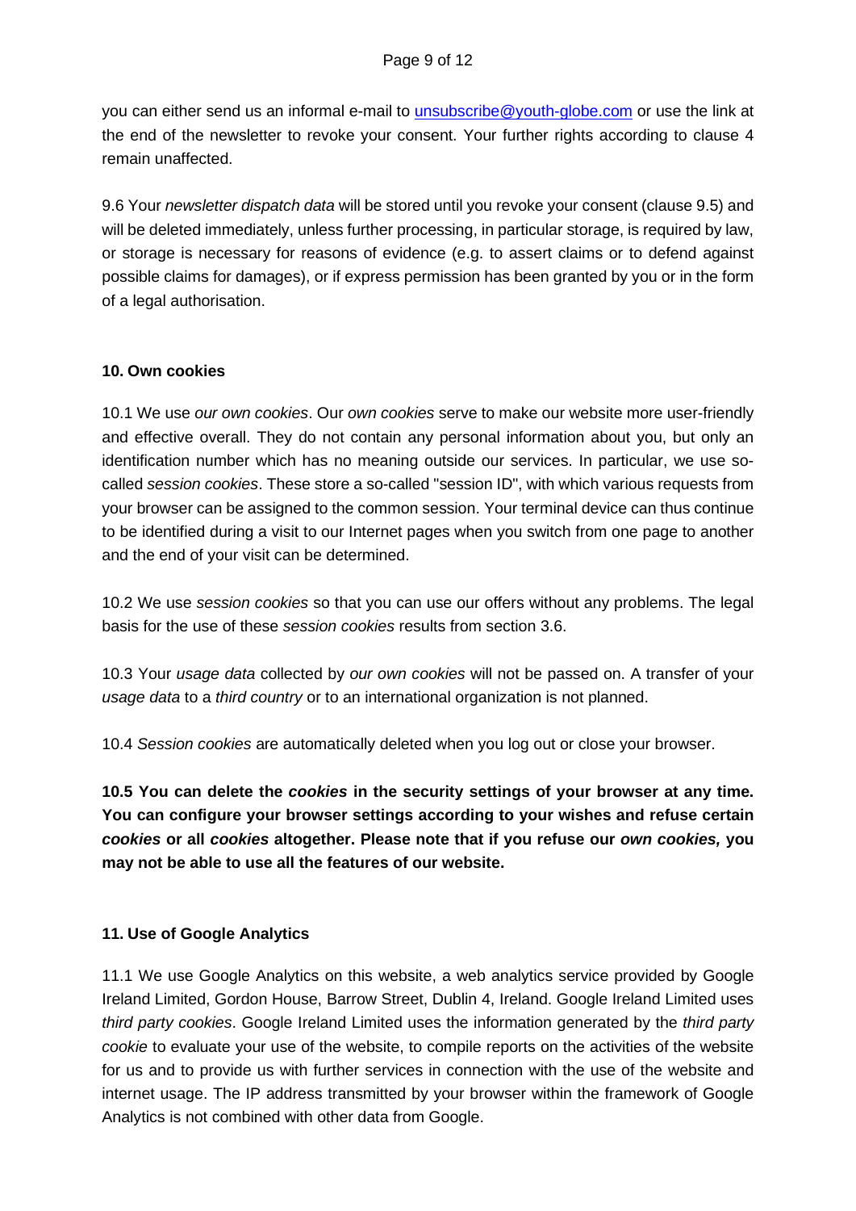you can either send us an informal e-mail to [unsubscribe@youth-globe.com](mailto:unsubscribe@youth-globe.com) or use the link at the end of the newsletter to revoke your consent. Your further rights according to clause 4 remain unaffected.

9.6 Your *newsletter dispatch data* will be stored until you revoke your consent (clause 9.5) and will be deleted immediately, unless further processing, in particular storage, is required by law, or storage is necessary for reasons of evidence (e.g. to assert claims or to defend against possible claims for damages), or if express permission has been granted by you or in the form of a legal authorisation.

**10. Own cookies**

10.1 We use *our own cookies*. Our *own cookies* serve to make our website more user-friendly and effective overall. They do not contain any personal information about you, but only an identification number which has no meaning outside our services. In particular, we use so-called *session cookies*. These store a so-called "session ID", with which various requests from your browser can be assigned to the common session. Your terminal device can thus continue to be identified during a visit to our Internet pages when you switch from one page to another and the end of your visit can be determined.

10.2 We use *session cookies* so that you can use our offers without any problems. The legal basis for the use of these *session cookies* results from section 3.6.

10.3 Your *usage data* collected by *our own cookies* will not be passed on. A transfer of your *usage data* to a *third country* or to an international organization is not planned.

10.4 *Session cookies* are automatically deleted when you log out or close your browser.

**10.5 You can delete the *cookies* in the security settings of your browser at any time. You can configure your browser settings according to your wishes and refuse certain *cookies* or all *cookies* altogether. Please note that if you refuse our *own cookies,* you may not be able to use all the features of our website.**

**11. Use of Google Analytics**

11.1 We use Google Analytics on this website, a web analytics service provided by Google Ireland Limited, Gordon House, Barrow Street, Dublin 4, Ireland. Google Ireland Limited uses *third party cookies*. Google Ireland Limited uses the information generated by the *third party cookie* to evaluate your use of the website, to compile reports on the activities of the website for us and to provide us with further services in connection with the use of the website and internet usage. The IP address transmitted by your browser within the framework of Google Analytics is not combined with other data from Google.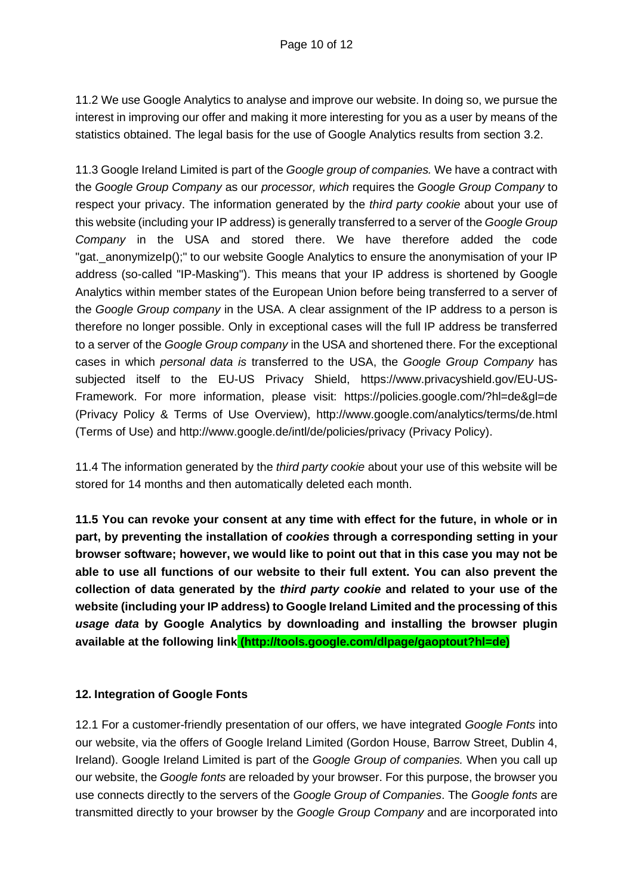11.2 We use Google Analytics to analyse and improve our website. In doing so, we pursue the interest in improving our offer and making it more interesting for you as a user by means of the statistics obtained. The legal basis for the use of Google Analytics results from section 3.2.

11.3 Google Ireland Limited is part of the *Google group of companies.* We have a contract with the *Google Group Company* as our *processor, which* requires the *Google Group Company* to respect your privacy. The information generated by the *third party cookie* about your use of this website (including your IP address) is generally transferred to a server of the *Google Group Company* in the USA and stored there. We have therefore added the code "gat._anonymizeIp();" to our website Google Analytics to ensure the anonymisation of your IP address (so-called "IP-Masking"). This means that your IP address is shortened by Google Analytics within member states of the European Union before being transferred to a server of the *Google Group company* in the USA. A clear assignment of the IP address to a person is therefore no longer possible. Only in exceptional cases will the full IP address be transferred to a server of the *Google Group company* in the USA and shortened there. For the exceptional cases in which *personal data is* transferred to the USA, the *Google Group Company* has subjected itself to the EU-US Privacy Shield, https://www.privacyshield.gov/EU-US-Framework. For more information, please visit: https://policies.google.com/?hl=de&gl=de (Privacy Policy & Terms of Use Overview), http://www.google.com/analytics/terms/de.html (Terms of Use) and http://www.google.de/intl/de/policies/privacy (Privacy Policy).

11.4 The information generated by the *third party cookie* about your use of this website will be stored for 14 months and then automatically deleted each month.

**11.5 You can revoke your consent at any time with effect for the future, in whole or in part, by preventing the installation of *cookies* through a corresponding setting in your browser software; however, we would like to point out that in this case you may not be able to use all functions of our website to their full extent. You can also prevent the collection of data generated by the *third party cookie* and related to your use of the website (including your IP address) to Google Ireland Limited and the processing of this *usage data* by Google Analytics by downloading and installing the browser plugin available at the following link (http://tools.google.com/dlpage/gaoptout?hl=de)**

**12. Integration of Google Fonts**

12.1 For a customer-friendly presentation of our offers, we have integrated *Google Fonts* into our website, via the offers of Google Ireland Limited (Gordon House, Barrow Street, Dublin 4, Ireland). Google Ireland Limited is part of the *Google Group of companies.* When you call up our website, the *Google fonts* are reloaded by your browser. For this purpose, the browser you use connects directly to the servers of the *Google Group of Companies*. The *Google fonts* are transmitted directly to your browser by the *Google Group Company* and are incorporated into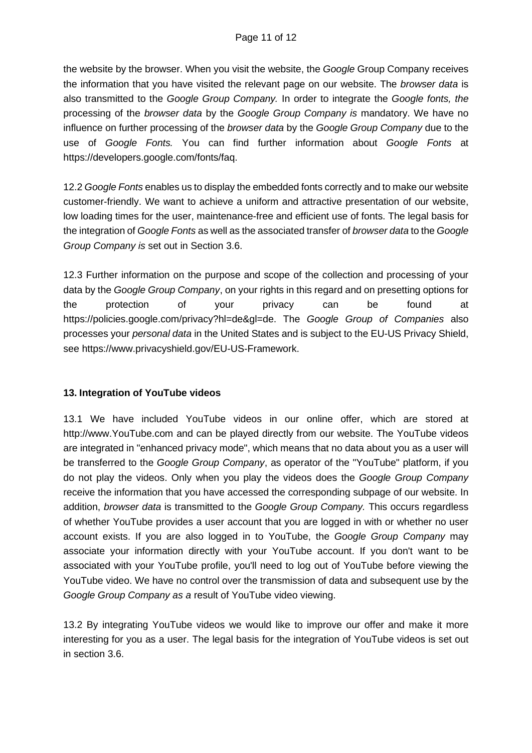the website by the browser. When you visit the website, the *Google* Group Company receives the information that you have visited the relevant page on our website. The *browser data* is also transmitted to the *Google Group Company.* In order to integrate the *Google fonts, the* processing of the *browser data* by the *Google Group Company is* mandatory. We have no influence on further processing of the *browser data* by the *Google Group Company* due to the use of *Google Fonts.* You can find further information about *Google Fonts* at https://developers.google.com/fonts/faq.

12.2 *Google Fonts* enables us to display the embedded fonts correctly and to make our website customer-friendly. We want to achieve a uniform and attractive presentation of our website, low loading times for the user, maintenance-free and efficient use of fonts. The legal basis for the integration of *Google Fonts* as well as the associated transfer of *browser data* to the *Google Group Company is* set out in Section 3.6.

12.3 Further information on the purpose and scope of the collection and processing of your data by the *Google Group Company*, on your rights in this regard and on presetting options for the protection of your privacy can be found at https://policies.google.com/privacy?hl=de&gl=de. The *Google Group of Companies* also processes your *personal data* in the United States and is subject to the EU-US Privacy Shield, see https://www.privacyshield.gov/EU-US-Framework.

**13. Integration of YouTube videos**

13.1 We have included YouTube videos in our online offer, which are stored at http://www.YouTube.com and can be played directly from our website. The YouTube videos are integrated in "enhanced privacy mode", which means that no data about you as a user will be transferred to the *Google Group Company*, as operator of the "YouTube" platform, if you do not play the videos. Only when you play the videos does the *Google Group Company* receive the information that you have accessed the corresponding subpage of our website. In addition, *browser data* is transmitted to the *Google Group Company.* This occurs regardless of whether YouTube provides a user account that you are logged in with or whether no user account exists. If you are also logged in to YouTube, the *Google Group Company* may associate your information directly with your YouTube account. If you don't want to be associated with your YouTube profile, you'll need to log out of YouTube before viewing the YouTube video. We have no control over the transmission of data and subsequent use by the *Google Group Company as a* result of YouTube video viewing.

13.2 By integrating YouTube videos we would like to improve our offer and make it more interesting for you as a user. The legal basis for the integration of YouTube videos is set out in section 3.6.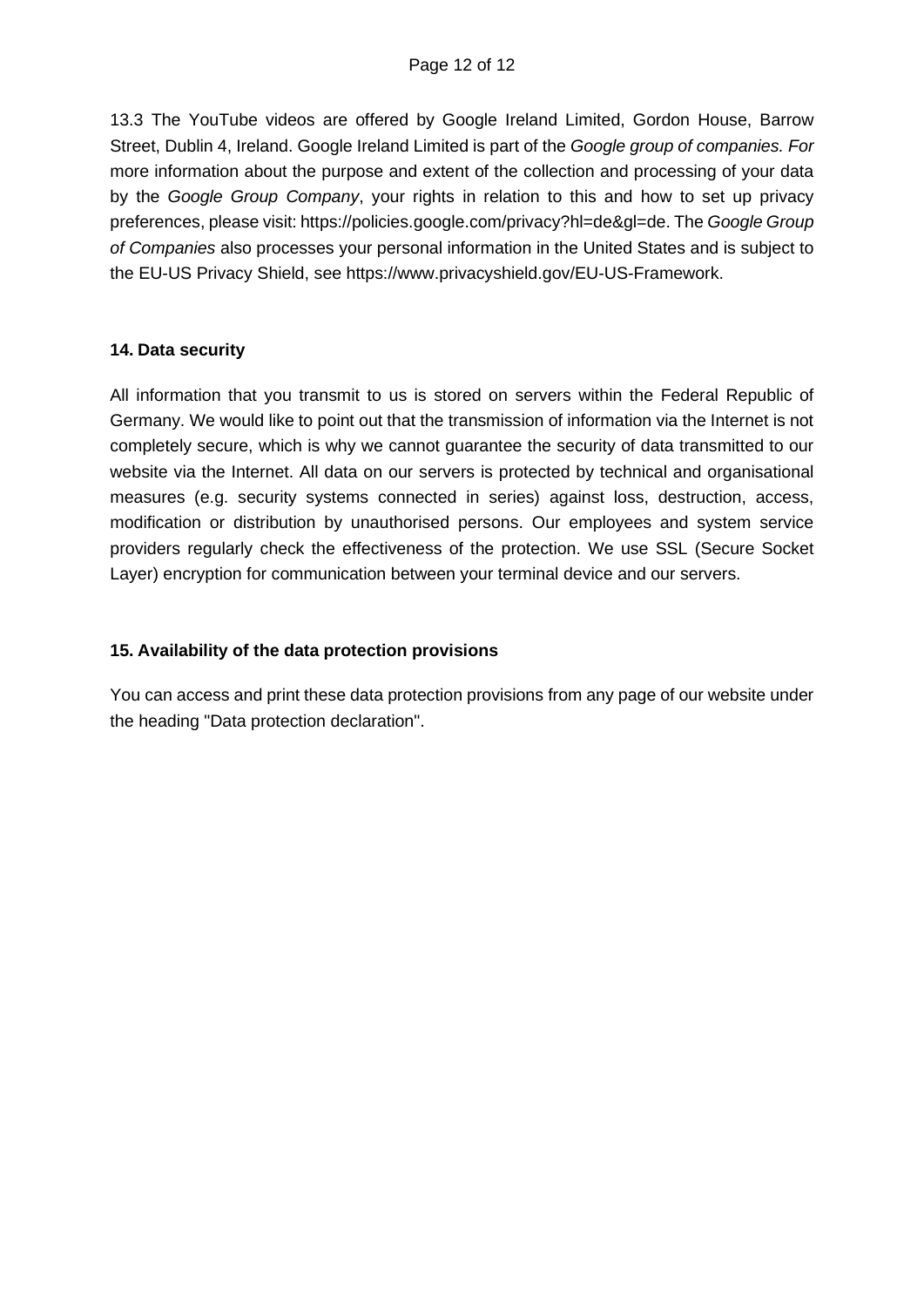13.3 The YouTube videos are offered by Google Ireland Limited, Gordon House, Barrow Street, Dublin 4, Ireland. Google Ireland Limited is part of the *Google group of companies. For* more information about the purpose and extent of the collection and processing of your data by the *Google Group Company*, your rights in relation to this and how to set up privacy preferences, please visit: https://policies.google.com/privacy?hl=de&gl=de. The *Google Group of Companies* also processes your personal information in the United States and is subject to the EU-US Privacy Shield, see https://www.privacyshield.gov/EU-US-Framework.

**14. Data security**

All information that you transmit to us is stored on servers within the Federal Republic of Germany. We would like to point out that the transmission of information via the Internet is not completely secure, which is why we cannot guarantee the security of data transmitted to our website via the Internet. All data on our servers is protected by technical and organisational measures (e.g. security systems connected in series) against loss, destruction, access, modification or distribution by unauthorised persons. Our employees and system service providers regularly check the effectiveness of the protection. We use SSL (Secure Socket Layer) encryption for communication between your terminal device and our servers.

**15. Availability of the data protection provisions**

You can access and print these data protection provisions from any page of our website under the heading "Data protection declaration".